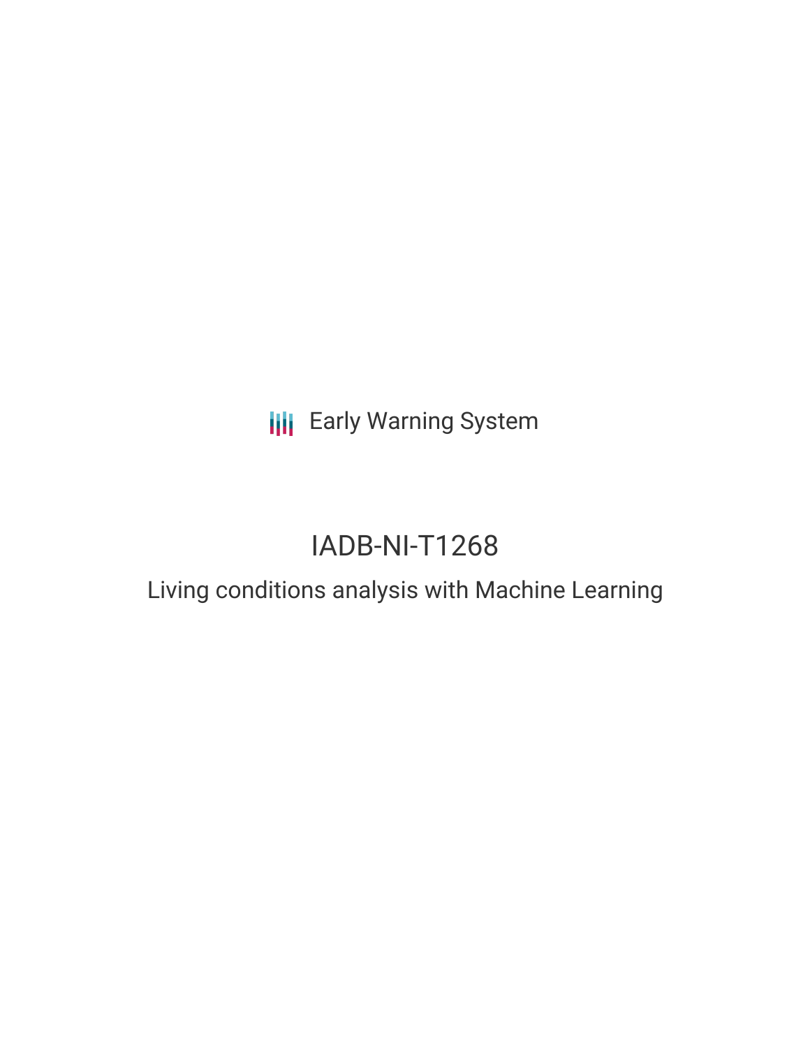Early Warning System

# IADB-NI-T1268

## Living conditions analysis with Machine Learning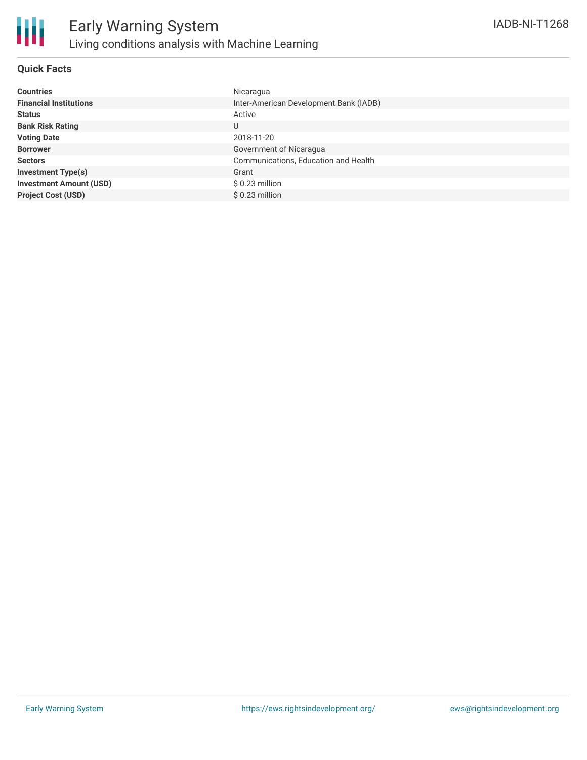# Early Warning System

## Living conditions analysis with Machine Learning

IADB-NI-T1268

### Quick Facts

| | |
|---|---|
| **Countries** | Nicaragua |
| **Financial Institutions** | Inter-American Development Bank (IADB) |
| **Status** | Active |
| **Bank Risk Rating** | U |
| **Voting Date** | 2018-11-20 |
| **Borrower** | Government of Nicaragua |
| **Sectors** | Communications, Education and Health |
| **Investment Type(s)** | Grant |
| **Investment Amount (USD)** | $ 0.23 million |
| **Project Cost (USD)** | $ 0.23 million |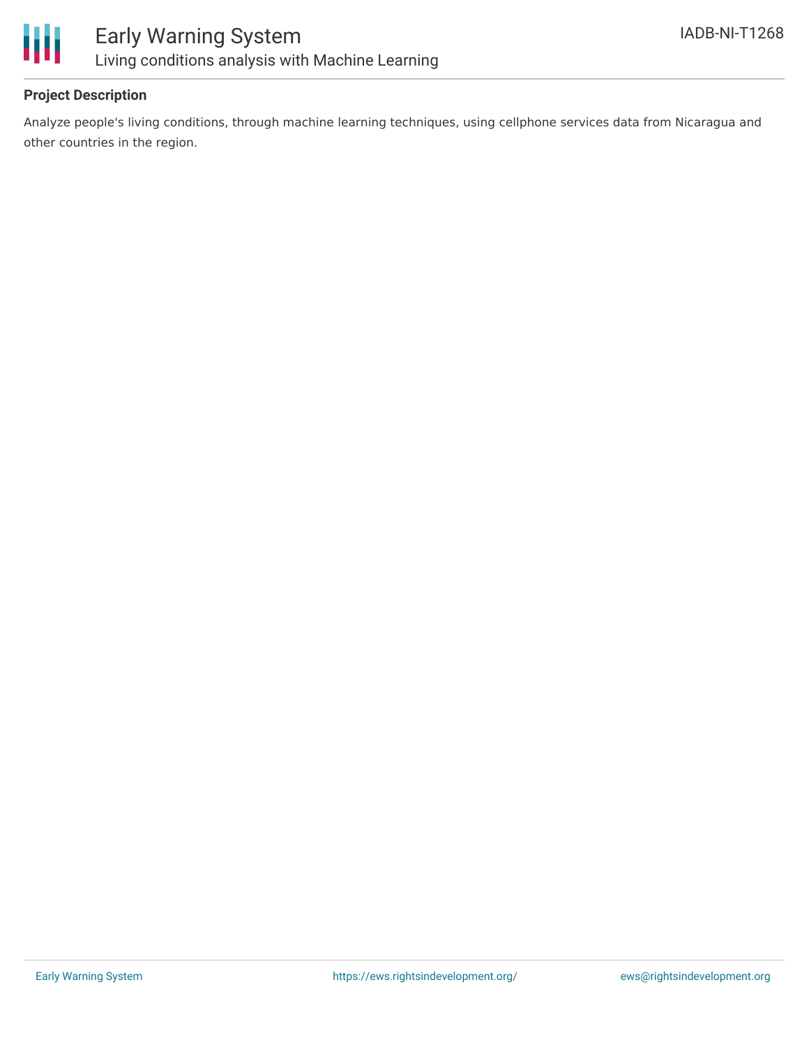## Project Description

Analyze people's living conditions, through machine learning techniques, using cellphone services data from Nicaragua and other countries in the region.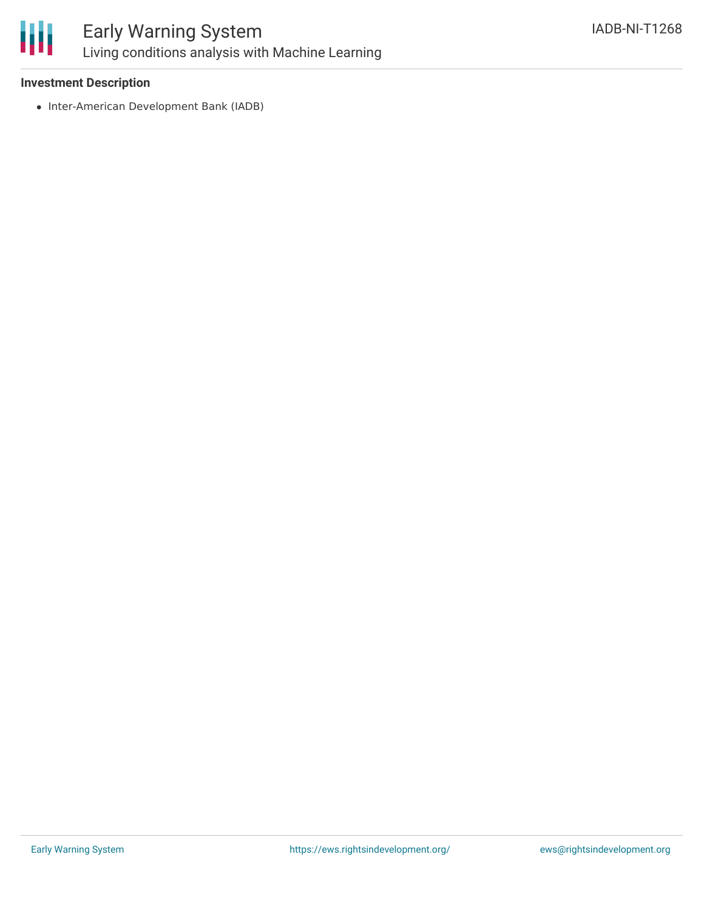### Investment Description

- Inter-American Development Bank (IADB)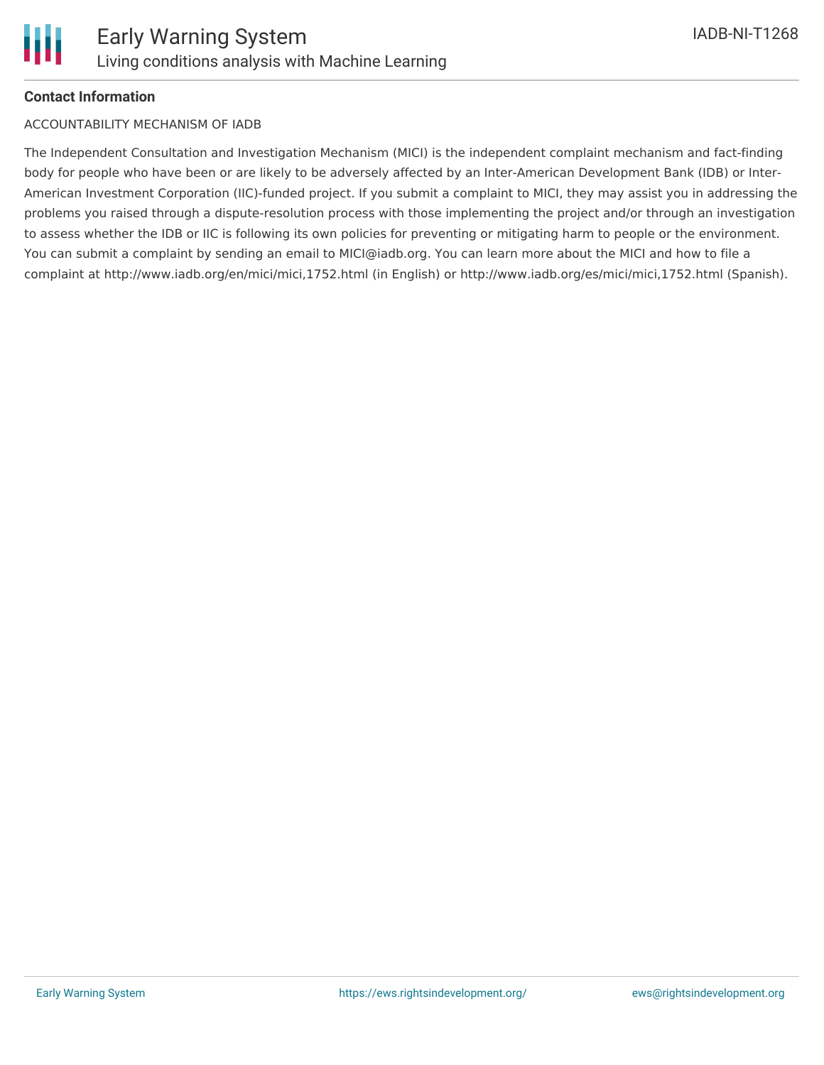**Contact Information**

ACCOUNTABILITY MECHANISM OF IADB

The Independent Consultation and Investigation Mechanism (MICI) is the independent complaint mechanism and fact-finding body for people who have been or are likely to be adversely affected by an Inter-American Development Bank (IDB) or Inter-American Investment Corporation (IIC)-funded project. If you submit a complaint to MICI, they may assist you in addressing the problems you raised through a dispute-resolution process with those implementing the project and/or through an investigation to assess whether the IDB or IIC is following its own policies for preventing or mitigating harm to people or the environment. You can submit a complaint by sending an email to MICI@iadb.org. You can learn more about the MICI and how to file a complaint at http://www.iadb.org/en/mici/mici,1752.html (in English) or http://www.iadb.org/es/mici/mici,1752.html (Spanish).